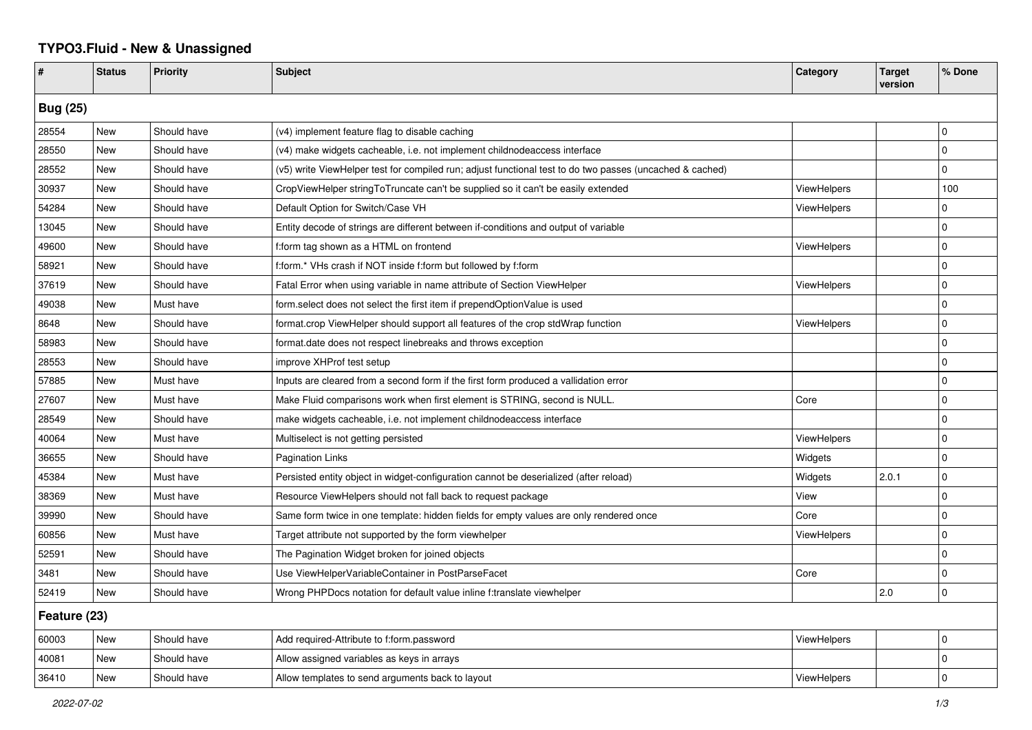# TYPO3.Fluid - New & Unassigned

| # | Status | Priority | Subject | Category | Target version | % Done |
|---|---|---|---|---|---|---|
| **Bug (25)** | | | | | | |
| 28554 | New | Should have | (v4) implement feature flag to disable caching | | | 0 |
| 28550 | New | Should have | (v4) make widgets cacheable, i.e. not implement childnodeaccess interface | | | 0 |
| 28552 | New | Should have | (v5) write ViewHelper test for compiled run; adjust functional test to do two passes (uncached & cached) | | | 0 |
| 30937 | New | Should have | CropViewHelper stringToTruncate can't be supplied so it can't be easily extended | ViewHelpers | | 100 |
| 54284 | New | Should have | Default Option for Switch/Case VH | ViewHelpers | | 0 |
| 13045 | New | Should have | Entity decode of strings are different between if-conditions and output of variable | | | 0 |
| 49600 | New | Should have | f:form tag shown as a HTML on frontend | ViewHelpers | | 0 |
| 58921 | New | Should have | f:form.* VHs crash if NOT inside f:form but followed by f:form | | | 0 |
| 37619 | New | Should have | Fatal Error when using variable in name attribute of Section ViewHelper | ViewHelpers | | 0 |
| 49038 | New | Must have | form.select does not select the first item if prependOptionValue is used | | | 0 |
| 8648 | New | Should have | format.crop ViewHelper should support all features of the crop stdWrap function | ViewHelpers | | 0 |
| 58983 | New | Should have | format.date does not respect linebreaks and throws exception | | | 0 |
| 28553 | New | Should have | improve XHProf test setup | | | 0 |
| 57885 | New | Must have | Inputs are cleared from a second form if the first form produced a vallidation error | | | 0 |
| 27607 | New | Must have | Make Fluid comparisons work when first element is STRING, second is NULL. | Core | | 0 |
| 28549 | New | Should have | make widgets cacheable, i.e. not implement childnodeaccess interface | | | 0 |
| 40064 | New | Must have | Multiselect is not getting persisted | ViewHelpers | | 0 |
| 36655 | New | Should have | Pagination Links | Widgets | | 0 |
| 45384 | New | Must have | Persisted entity object in widget-configuration cannot be deserialized (after reload) | Widgets | 2.0.1 | 0 |
| 38369 | New | Must have | Resource ViewHelpers should not fall back to request package | View | | 0 |
| 39990 | New | Should have | Same form twice in one template: hidden fields for empty values are only rendered once | Core | | 0 |
| 60856 | New | Must have | Target attribute not supported by the form viewhelper | ViewHelpers | | 0 |
| 52591 | New | Should have | The Pagination Widget broken for joined objects | | | 0 |
| 3481 | New | Should have | Use ViewHelperVariableContainer in PostParseFacet | Core | | 0 |
| 52419 | New | Should have | Wrong PHPDocs notation for default value inline f:translate viewhelper | | 2.0 | 0 |
| **Feature (23)** | | | | | | |
| 60003 | New | Should have | Add required-Attribute to f:form.password | ViewHelpers | | 0 |
| 40081 | New | Should have | Allow assigned variables as keys in arrays | | | 0 |
| 36410 | New | Should have | Allow templates to send arguments back to layout | ViewHelpers | | 0 |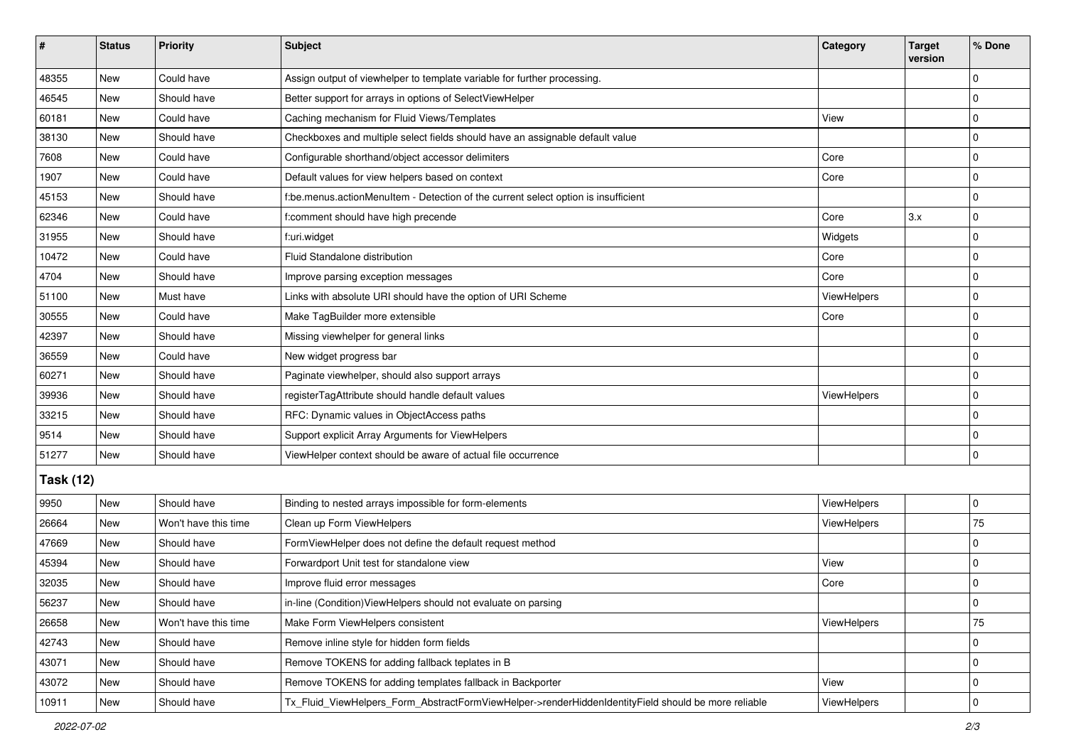| # | Status | Priority | Subject | Category | Target version | % Done |
|---|---|---|---|---|---|---|
| 48355 | New | Could have | Assign output of viewhelper to template variable for further processing. | | | 0 |
| 46545 | New | Should have | Better support for arrays in options of SelectViewHelper | | | 0 |
| 60181 | New | Could have | Caching mechanism for Fluid Views/Templates | View | | 0 |
| 38130 | New | Should have | Checkboxes and multiple select fields should have an assignable default value | | | 0 |
| 7608 | New | Could have | Configurable shorthand/object accessor delimiters | Core | | 0 |
| 1907 | New | Could have | Default values for view helpers based on context | Core | | 0 |
| 45153 | New | Should have | f:be.menus.actionMenuItem - Detection of the current select option is insufficient | | | 0 |
| 62346 | New | Could have | f:comment should have high precende | Core | 3.x | 0 |
| 31955 | New | Should have | f:uri.widget | Widgets | | 0 |
| 10472 | New | Could have | Fluid Standalone distribution | Core | | 0 |
| 4704 | New | Should have | Improve parsing exception messages | Core | | 0 |
| 51100 | New | Must have | Links with absolute URI should have the option of URI Scheme | ViewHelpers | | 0 |
| 30555 | New | Could have | Make TagBuilder more extensible | Core | | 0 |
| 42397 | New | Should have | Missing viewhelper for general links | | | 0 |
| 36559 | New | Could have | New widget progress bar | | | 0 |
| 60271 | New | Should have | Paginate viewhelper, should also support arrays | | | 0 |
| 39936 | New | Should have | registerTagAttribute should handle default values | ViewHelpers | | 0 |
| 33215 | New | Should have | RFC: Dynamic values in ObjectAccess paths | | | 0 |
| 9514 | New | Should have | Support explicit Array Arguments for ViewHelpers | | | 0 |
| 51277 | New | Should have | ViewHelper context should be aware of actual file occurrence | | | 0 |
| **Task (12)** | | | | | | |
| 9950 | New | Should have | Binding to nested arrays impossible for form-elements | ViewHelpers | | 0 |
| 26664 | New | Won't have this time | Clean up Form ViewHelpers | ViewHelpers | | 75 |
| 47669 | New | Should have | FormViewHelper does not define the default request method | | | 0 |
| 45394 | New | Should have | Forwardport Unit test for standalone view | View | | 0 |
| 32035 | New | Should have | Improve fluid error messages | Core | | 0 |
| 56237 | New | Should have | in-line (Condition)ViewHelpers should not evaluate on parsing | | | 0 |
| 26658 | New | Won't have this time | Make Form ViewHelpers consistent | ViewHelpers | | 75 |
| 42743 | New | Should have | Remove inline style for hidden form fields | | | 0 |
| 43071 | New | Should have | Remove TOKENS for adding fallback teplates in B | | | 0 |
| 43072 | New | Should have | Remove TOKENS for adding templates fallback in Backporter | View | | 0 |
| 10911 | New | Should have | Tx_Fluid_ViewHelpers_Form_AbstractFormViewHelper->renderHiddenIdentityField should be more reliable | ViewHelpers | | 0 |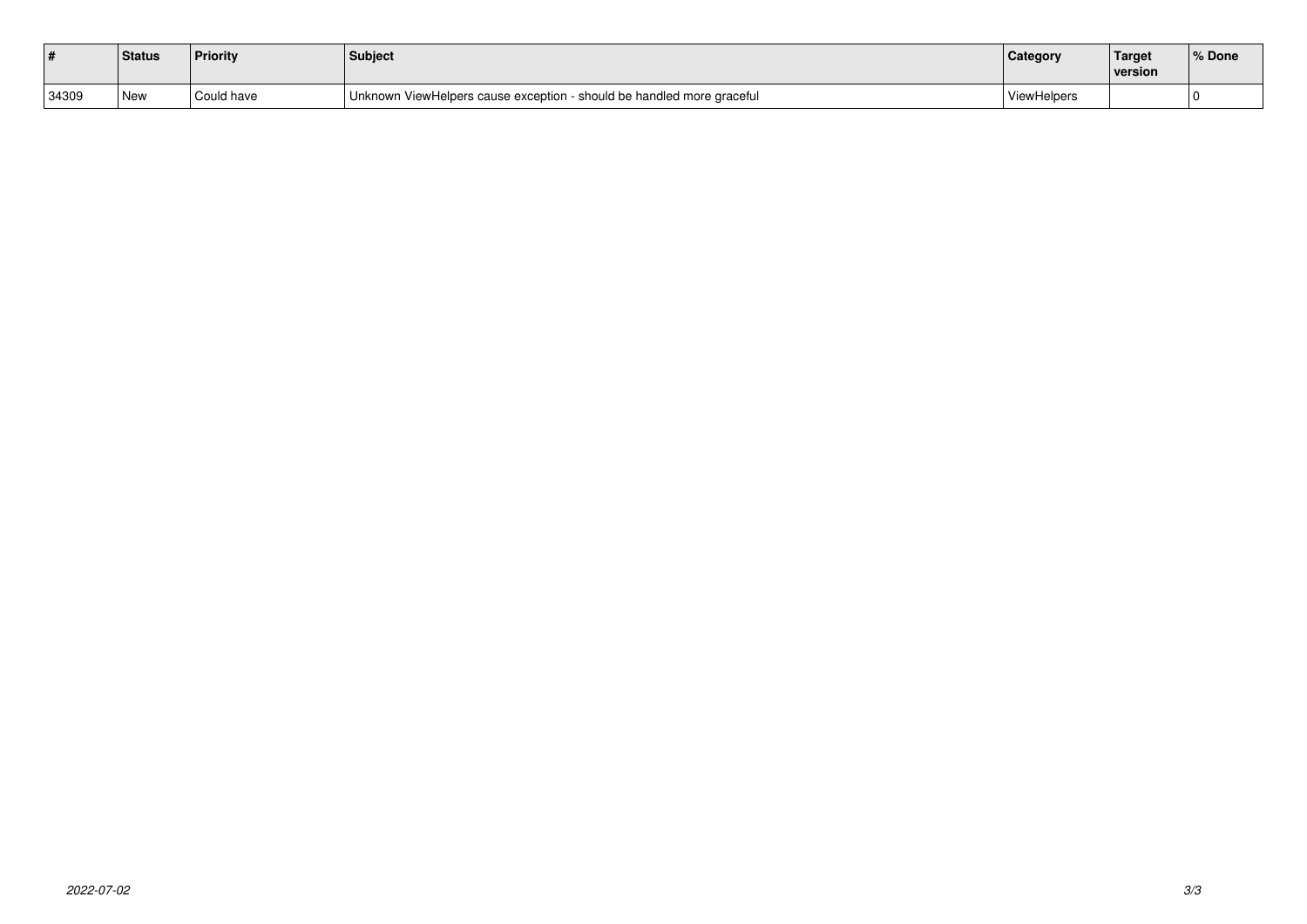| # | Status | Priority | Subject | Category | Target version | % Done |
|---|---|---|---|---|---|---|
| 34309 | New | Could have | Unknown ViewHelpers cause exception - should be handled more graceful | ViewHelpers | | 0 |